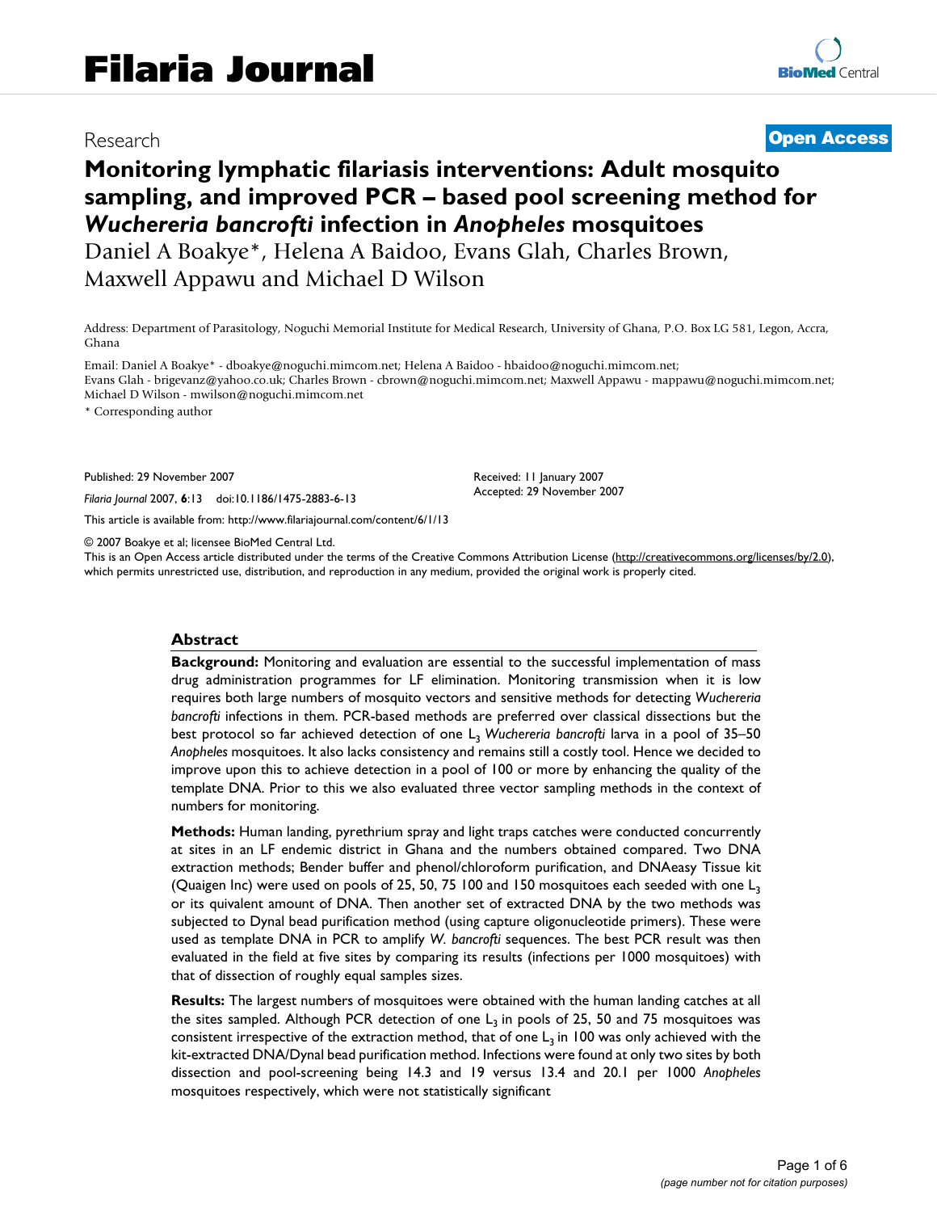# Filaria Journal

Research **Open Access**

# Monitoring lymphatic filariasis interventions: Adult mosquito sampling, and improved PCR – based pool screening method for *Wuchereria bancrofti* infection in *Anopheles* mosquitoes

Daniel A Boakye*, Helena A Baidoo, Evans Glah, Charles Brown, Maxwell Appawu and Michael D Wilson

Address: Department of Parasitology, Noguchi Memorial Institute for Medical Research, University of Ghana, P.O. Box LG 581, Legon, Accra, Ghana

Email: Daniel A Boakye* - dboakye@noguchi.mimcom.net; Helena A Baidoo - hbaidoo@noguchi.mimcom.net; Evans Glah - brigevanz@yahoo.co.uk; Charles Brown - cbrown@noguchi.mimcom.net; Maxwell Appawu - mappawu@noguchi.mimcom.net; Michael D Wilson - mwilson@noguchi.mimcom.net

\* Corresponding author

Published: 29 November 2007

*Filaria Journal* 2007, **6**:13 doi:10.1186/1475-2883-6-13

Received: 11 January 2007

Accepted: 29 November 2007

This article is available from: http://www.filariajournal.com/content/6/1/13

© 2007 Boakye et al; licensee BioMed Central Ltd.

This is an Open Access article distributed under the terms of the Creative Commons Attribution License (http://creativecommons.org/licenses/by/2.0), which permits unrestricted use, distribution, and reproduction in any medium, provided the original work is properly cited.

## Abstract

**Background:** Monitoring and evaluation are essential to the successful implementation of mass drug administration programmes for LF elimination. Monitoring transmission when it is low requires both large numbers of mosquito vectors and sensitive methods for detecting *Wuchereria bancrofti* infections in them. PCR-based methods are preferred over classical dissections but the best protocol so far achieved detection of one $L_3$ *Wuchereria bancrofti* larva in a pool of 35–50 *Anopheles* mosquitoes. It also lacks consistency and remains still a costly tool. Hence we decided to improve upon this to achieve detection in a pool of 100 or more by enhancing the quality of the template DNA. Prior to this we also evaluated three vector sampling methods in the context of numbers for monitoring.

**Methods:** Human landing, pyrethrium spray and light traps catches were conducted concurrently at sites in an LF endemic district in Ghana and the numbers obtained compared. Two DNA extraction methods; Bender buffer and phenol/chloroform purification, and DNAeasy Tissue kit (Quaigen Inc) were used on pools of 25, 50, 75 100 and 150 mosquitoes each seeded with one $L_3$ or its quivalent amount of DNA. Then another set of extracted DNA by the two methods was subjected to Dynal bead purification method (using capture oligonucleotide primers). These were used as template DNA in PCR to amplify *W. bancrofti* sequences. The best PCR result was then evaluated in the field at five sites by comparing its results (infections per 1000 mosquitoes) with that of dissection of roughly equal samples sizes.

**Results:** The largest numbers of mosquitoes were obtained with the human landing catches at all the sites sampled. Although PCR detection of one $L_3$ in pools of 25, 50 and 75 mosquitoes was consistent irrespective of the extraction method, that of one $L_3$ in 100 was only achieved with the kit-extracted DNA/Dynal bead purification method. Infections were found at only two sites by both dissection and pool-screening being 14.3 and 19 versus 13.4 and 20.1 per 1000 *Anopheles* mosquitoes respectively, which were not statistically significant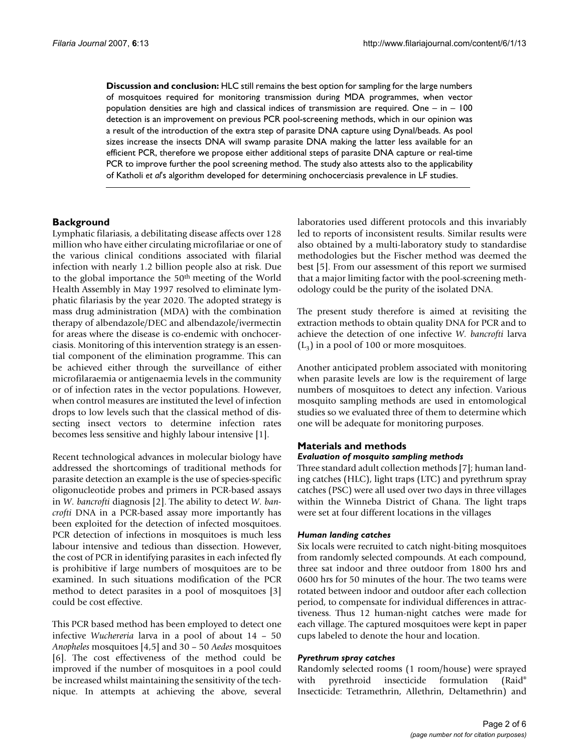**Discussion and conclusion:** HLC still remains the best option for sampling for the large numbers of mosquitoes required for monitoring transmission during MDA programmes, when vector population densities are high and classical indices of transmission are required. One – in – 100 detection is an improvement on previous PCR pool-screening methods, which in our opinion was a result of the introduction of the extra step of parasite DNA capture using Dynal/beads. As pool sizes increase the insects DNA will swamp parasite DNA making the latter less available for an efficient PCR, therefore we propose either additional steps of parasite DNA capture or real-time PCR to improve further the pool screening method. The study also attests also to the applicability of Katholi *et al*'s algorithm developed for determining onchocerciasis prevalence in LF studies.

## Background

Lymphatic filariasis, a debilitating disease affects over 128 million who have either circulating microfilariae or one of the various clinical conditions associated with filarial infection with nearly 1.2 billion people also at risk. Due to the global importance the 50th meeting of the World Health Assembly in May 1997 resolved to eliminate lymphatic filariasis by the year 2020. The adopted strategy is mass drug administration (MDA) with the combination therapy of albendazole/DEC and albendazole/ivermectin for areas where the disease is co-endemic with onchocerciasis. Monitoring of this intervention strategy is an essential component of the elimination programme. This can be achieved either through the surveillance of either microfilaraemia or antigenaemia levels in the community or of infection rates in the vector populations. However, when control measures are instituted the level of infection drops to low levels such that the classical method of dissecting insect vectors to determine infection rates becomes less sensitive and highly labour intensive [1].

Recent technological advances in molecular biology have addressed the shortcomings of traditional methods for parasite detection an example is the use of species-specific oligonucleotide probes and primers in PCR-based assays in *W. bancrofti* diagnosis [2]. The ability to detect *W. bancrofti* DNA in a PCR-based assay more importantly has been exploited for the detection of infected mosquitoes. PCR detection of infections in mosquitoes is much less labour intensive and tedious than dissection. However, the cost of PCR in identifying parasites in each infected fly is prohibitive if large numbers of mosquitoes are to be examined. In such situations modification of the PCR method to detect parasites in a pool of mosquitoes [3] could be cost effective.

This PCR based method has been employed to detect one infective *Wuchereria* larva in a pool of about 14 – 50 *Anopheles* mosquitoes [4,5] and 30 – 50 *Aedes* mosquitoes [6]. The cost effectiveness of the method could be improved if the number of mosquitoes in a pool could be increased whilst maintaining the sensitivity of the technique. In attempts at achieving the above, several laboratories used different protocols and this invariably led to reports of inconsistent results. Similar results were also obtained by a multi-laboratory study to standardise methodologies but the Fischer method was deemed the best [5]. From our assessment of this report we surmised that a major limiting factor with the pool-screening methodology could be the purity of the isolated DNA.

The present study therefore is aimed at revisiting the extraction methods to obtain quality DNA for PCR and to achieve the detection of one infective *W. bancrofti* larva ($L_3$) in a pool of 100 or more mosquitoes.

Another anticipated problem associated with monitoring when parasite levels are low is the requirement of large numbers of mosquitoes to detect any infection. Various mosquito sampling methods are used in entomological studies so we evaluated three of them to determine which one will be adequate for monitoring purposes.

## Materials and methods

### *Evaluation of mosquito sampling methods*

Three standard adult collection methods [7]; human landing catches (HLC), light traps (LTC) and pyrethrum spray catches (PSC) were all used over two days in three villages within the Winneba District of Ghana. The light traps were set at four different locations in the villages

### *Human landing catches*

Six locals were recruited to catch night-biting mosquitoes from randomly selected compounds. At each compound, three sat indoor and three outdoor from 1800 hrs and 0600 hrs for 50 minutes of the hour. The two teams were rotated between indoor and outdoor after each collection period, to compensate for individual differences in attractiveness. Thus 12 human-night catches were made for each village. The captured mosquitoes were kept in paper cups labeled to denote the hour and location.

### *Pyrethrum spray catches*

Randomly selected rooms (1 room/house) were sprayed with pyrethroid insecticide formulation (Raid® Insecticide: Tetramethrin, Allethrin, Deltamethrin) and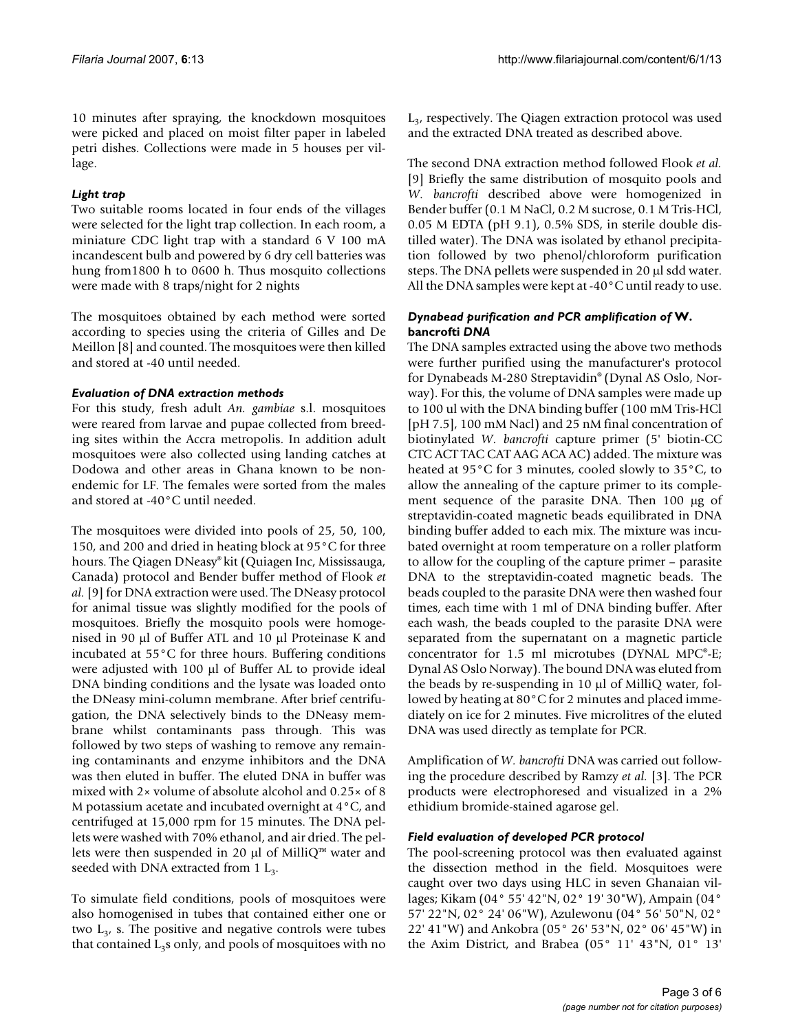10 minutes after spraying, the knockdown mosquitoes were picked and placed on moist filter paper in labeled petri dishes. Collections were made in 5 houses per village.

#### *Light trap*

Two suitable rooms located in four ends of the villages were selected for the light trap collection. In each room, a miniature CDC light trap with a standard 6 V 100 mA incandescent bulb and powered by 6 dry cell batteries was hung from1800 h to 0600 h. Thus mosquito collections were made with 8 traps/night for 2 nights

The mosquitoes obtained by each method were sorted according to species using the criteria of Gilles and De Meillon [8] and counted. The mosquitoes were then killed and stored at -40 until needed.

#### *Evaluation of DNA extraction methods*

For this study, fresh adult *An. gambiae* s.l. mosquitoes were reared from larvae and pupae collected from breeding sites within the Accra metropolis. In addition adult mosquitoes were also collected using landing catches at Dodowa and other areas in Ghana known to be non-endemic for LF. The females were sorted from the males and stored at -40°C until needed.

The mosquitoes were divided into pools of 25, 50, 100, 150, and 200 and dried in heating block at 95°C for three hours. The Qiagen DNeasy® kit (Quiagen Inc, Mississauga, Canada) protocol and Bender buffer method of Flook *et al.* [9] for DNA extraction were used. The DNeasy protocol for animal tissue was slightly modified for the pools of mosquitoes. Briefly the mosquito pools were homogenised in 90 μl of Buffer ATL and 10 μl Proteinase K and incubated at 55°C for three hours. Buffering conditions were adjusted with 100 μl of Buffer AL to provide ideal DNA binding conditions and the lysate was loaded onto the DNeasy mini-column membrane. After brief centrifugation, the DNA selectively binds to the DNeasy membrane whilst contaminants pass through. This was followed by two steps of washing to remove any remaining contaminants and enzyme inhibitors and the DNA was then eluted in buffer. The eluted DNA in buffer was mixed with 2× volume of absolute alcohol and 0.25× of 8 M potassium acetate and incubated overnight at 4°C, and centrifuged at 15,000 rpm for 15 minutes. The DNA pellets were washed with 70% ethanol, and air dried. The pellets were then suspended in 20 μl of MilliQ™ water and seeded with DNA extracted from 1 $L_3$.

To simulate field conditions, pools of mosquitoes were also homogenised in tubes that contained either one or two $L_3$, s. The positive and negative controls were tubes that contained $L_3$s only, and pools of mosquitoes with no $L_3$, respectively. The Qiagen extraction protocol was used and the extracted DNA treated as described above.

The second DNA extraction method followed Flook *et al.* [9] Briefly the same distribution of mosquito pools and *W. bancrofti* described above were homogenized in Bender buffer (0.1 M NaCl, 0.2 M sucrose, 0.1 M Tris-HCl, 0.05 M EDTA (pH 9.1), 0.5% SDS, in sterile double distilled water). The DNA was isolated by ethanol precipitation followed by two phenol/chloroform purification steps. The DNA pellets were suspended in 20 μl sdd water. All the DNA samples were kept at -40°C until ready to use.

#### *Dynabead purification and PCR amplification of* **W. bancrofti** *DNA*

The DNA samples extracted using the above two methods were further purified using the manufacturer's protocol for Dynabeads M-280 Streptavidin® (Dynal AS Oslo, Norway). For this, the volume of DNA samples were made up to 100 ul with the DNA binding buffer (100 mM Tris-HCl [pH 7.5], 100 mM Nacl) and 25 nM final concentration of biotinylated *W. bancrofti* capture primer (5' biotin-CC CTC ACT TAC CAT AAG ACA AC) added. The mixture was heated at 95°C for 3 minutes, cooled slowly to 35°C, to allow the annealing of the capture primer to its complement sequence of the parasite DNA. Then 100 μg of streptavidin-coated magnetic beads equilibrated in DNA binding buffer added to each mix. The mixture was incubated overnight at room temperature on a roller platform to allow for the coupling of the capture primer – parasite DNA to the streptavidin-coated magnetic beads. The beads coupled to the parasite DNA were then washed four times, each time with 1 ml of DNA binding buffer. After each wash, the beads coupled to the parasite DNA were separated from the supernatant on a magnetic particle concentrator for 1.5 ml microtubes (DYNAL MPC®-E; Dynal AS Oslo Norway). The bound DNA was eluted from the beads by re-suspending in 10 μl of MilliQ water, followed by heating at 80°C for 2 minutes and placed immediately on ice for 2 minutes. Five microlitres of the eluted DNA was used directly as template for PCR.

Amplification of *W. bancrofti* DNA was carried out following the procedure described by Ramzy *et al.* [3]. The PCR products were electrophoresed and visualized in a 2% ethidium bromide-stained agarose gel.

#### *Field evaluation of developed PCR protocol*

The pool-screening protocol was then evaluated against the dissection method in the field. Mosquitoes were caught over two days using HLC in seven Ghanaian villages; Kikam (04° 55' 42"N, 02° 19' 30"W), Ampain (04° 57' 22"N, 02° 24' 06"W), Azulewonu (04° 56' 50"N, 02° 22' 41"W) and Ankobra (05° 26' 53"N, 02° 06' 45"W) in the Axim District, and Brabea (05° 11' 43"N, 01° 13'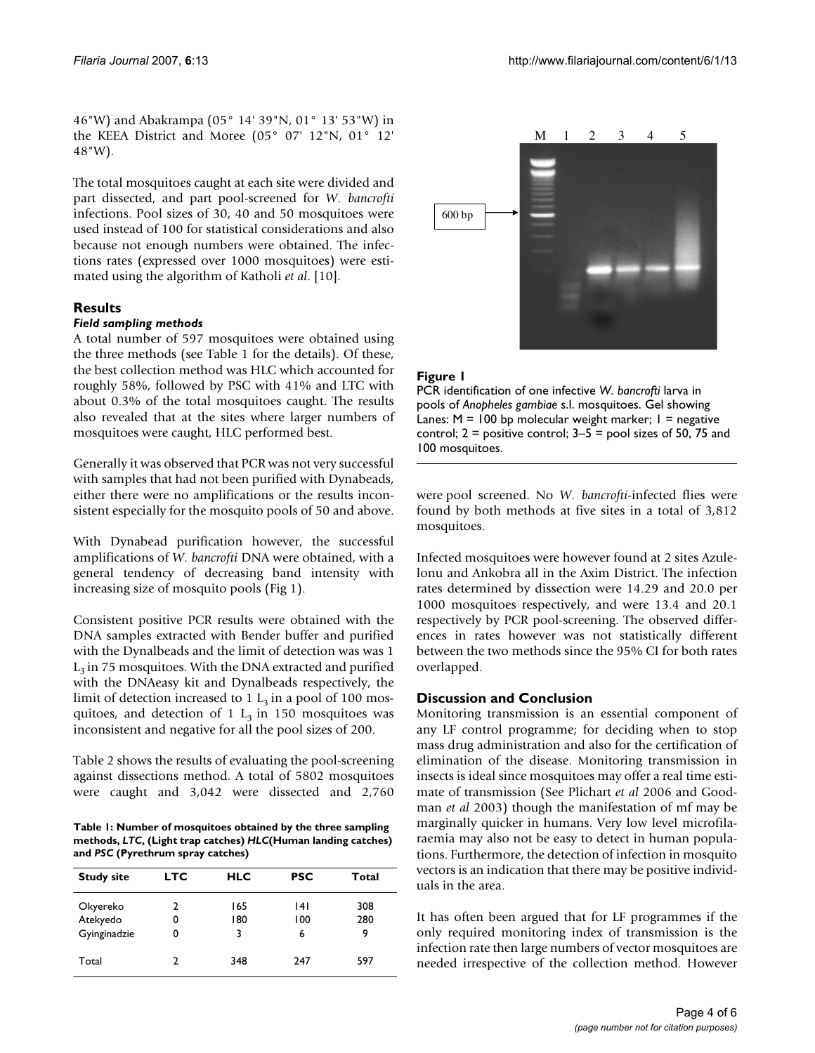46"W) and Abakrampa (05° 14' 39"N, 01° 13' 53"W) in the KEEA District and Moree (05° 07' 12"N, 01° 12' 48"W).

The total mosquitoes caught at each site were divided and part dissected, and part pool-screened for *W. bancrofti* infections. Pool sizes of 30, 40 and 50 mosquitoes were used instead of 100 for statistical considerations and also because not enough numbers were obtained. The infections rates (expressed over 1000 mosquitoes) were estimated using the algorithm of Katholi *et al*. [10].

## Results

### *Field sampling methods*

A total number of 597 mosquitoes were obtained using the three methods (see Table 1 for the details). Of these, the best collection method was HLC which accounted for roughly 58%, followed by PSC with 41% and LTC with about 0.3% of the total mosquitoes caught. The results also revealed that at the sites where larger numbers of mosquitoes were caught, HLC performed best.

Generally it was observed that PCR was not very successful with samples that had not been purified with Dynabeads, either there were no amplifications or the results inconsistent especially for the mosquito pools of 50 and above.

With Dynabead purification however, the successful amplifications of *W. bancrofti* DNA were obtained, with a general tendency of decreasing band intensity with increasing size of mosquito pools (Fig 1).

Consistent positive PCR results were obtained with the DNA samples extracted with Bender buffer and purified with the Dynalbeads and the limit of detection was 1 $L_3$ in 75 mosquitoes. With the DNA extracted and purified with the DNAeasy kit and Dynalbeads respectively, the limit of detection increased to 1 $L_3$ in a pool of 100 mosquitoes, and detection of 1 $L_3$ in 150 mosquitoes was inconsistent and negative for all the pool sizes of 200.

Table 2 shows the results of evaluating the pool-screening against dissections method. A total of 5802 mosquitoes were caught and 3,042 were dissected and 2,760 were pool screened. No *W. bancrofti*-infected flies were found by both methods at five sites in a total of 3,812 mosquitoes.

**Table 1: Number of mosquitoes obtained by the three sampling methods, *LTC*, (Light trap catches) *HLC*(Human landing catches) and *PSC* (Pyrethrum spray catches)**

| Study site | LTC | HLC | PSC | Total |
|---|---|---|---|---|
| Okyereko | 2 | 165 | 141 | 308 |
| Atekyedo | 0 | 180 | 100 | 280 |
| Gyinginadzie | 0 | 3 | 6 | 9 |
| Total | 2 | 348 | 247 | 597 |

**Figure 1**

PCR identification of one infective *W. bancrofti* larva in pools of *Anopheles gambiae* s.l. mosquitoes. Gel showing Lanes: M = 100 bp molecular weight marker; 1 = negative control; 2 = positive control; 3–5 = pool sizes of 50, 75 and 100 mosquitoes.

Infected mosquitoes were however found at 2 sites Azulelonu and Ankobra all in the Axim District. The infection rates determined by dissection were 14.29 and 20.0 per 1000 mosquitoes respectively, and were 13.4 and 20.1 respectively by PCR pool-screening. The observed differences in rates however was not statistically different between the two methods since the 95% CI for both rates overlapped.

## Discussion and Conclusion

Monitoring transmission is an essential component of any LF control programme; for deciding when to stop mass drug administration and also for the certification of elimination of the disease. Monitoring transmission in insects is ideal since mosquitoes may offer a real time estimate of transmission (See Plichart *et al* 2006 and Goodman *et al* 2003) though the manifestation of mf may be marginally quicker in humans. Very low level microfilaraemia may also not be easy to detect in human populations. Furthermore, the detection of infection in mosquito vectors is an indication that there may be positive individuals in the area.

It has often been argued that for LF programmes if the only required monitoring index of transmission is the infection rate then large numbers of vector mosquitoes are needed irrespective of the collection method. However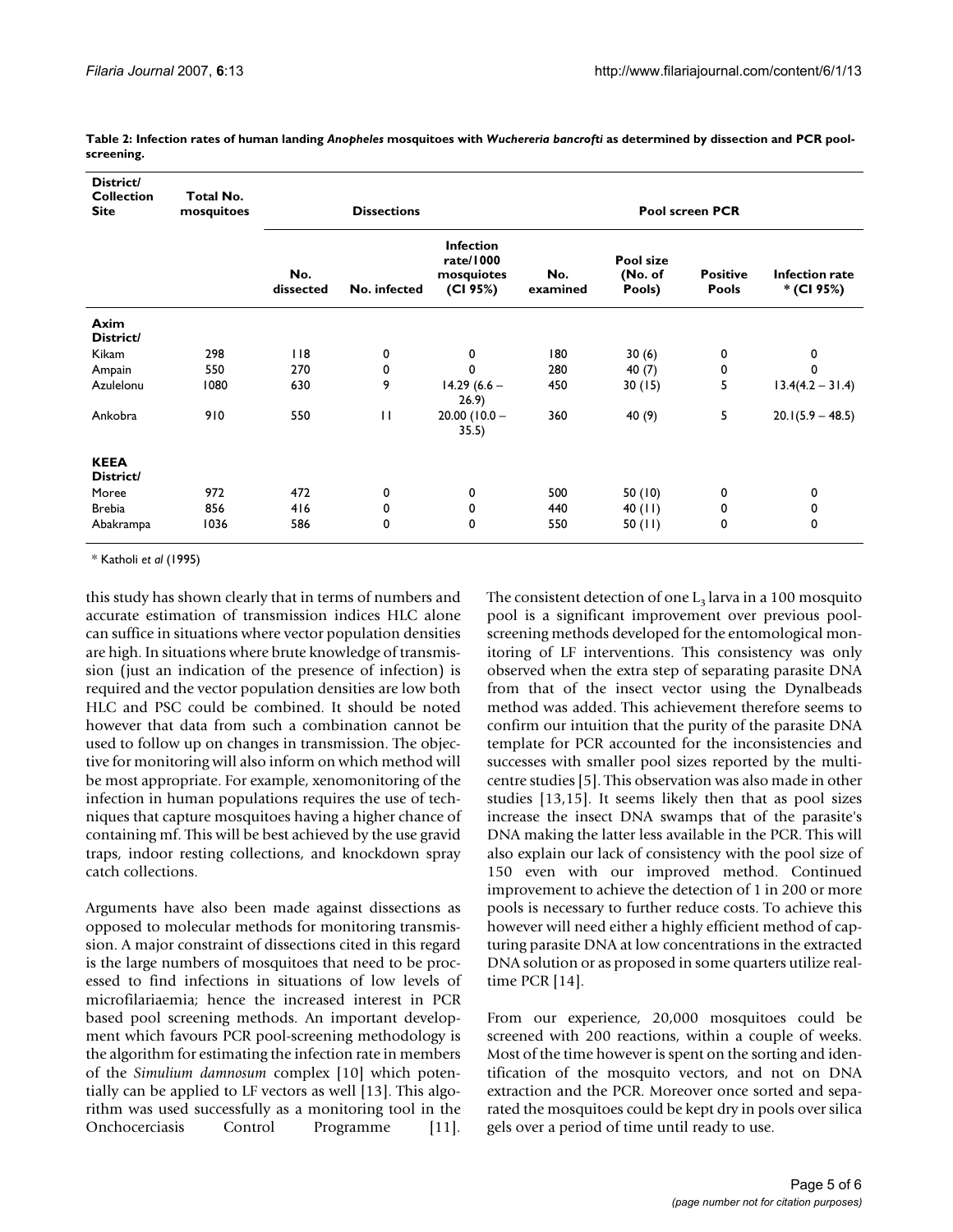**Table 2: Infection rates of human landing *Anopheles* mosquitoes with *Wuchereria bancrofti* as determined by dissection and PCR pool-screening.**

| District/ Collection Site | Total No. mosquitoes | Dissections | | | Pool screen PCR | | | |
|---|---|---|---|---|---|---|---|---|
| | | No. dissected | No. infected | Infection rate/1000 mosquiotes (CI 95%) | No. examined | Pool size (No. of Pools) | Positive Pools | Infection rate * (CI 95%) |
| **Axim District/** | | | | | | | | |
| Kikam | 298 | 118 | 0 | 0 | 180 | 30 (6) | 0 | 0 |
| Ampain | 550 | 270 | 0 | 0 | 280 | 40 (7) | 0 | 0 |
| Azulelonu | 1080 | 630 | 9 | 14.29 (6.6 – 26.9) | 450 | 30 (15) | 5 | 13.4(4.2 – 31.4) |
| Ankobra | 910 | 550 | 11 | 20.00 (10.0 – 35.5) | 360 | 40 (9) | 5 | 20.1(5.9 – 48.5) |
| **KEEA District/** | | | | | | | | |
| Moree | 972 | 472 | 0 | 0 | 500 | 50 (10) | 0 | 0 |
| Brebia | 856 | 416 | 0 | 0 | 440 | 40 (11) | 0 | 0 |
| Abakrampa | 1036 | 586 | 0 | 0 | 550 | 50 (11) | 0 | 0 |

\* Katholi *et al* (1995)

this study has shown clearly that in terms of numbers and accurate estimation of transmission indices HLC alone can suffice in situations where vector population densities are high. In situations where brute knowledge of transmission (just an indication of the presence of infection) is required and the vector population densities are low both HLC and PSC could be combined. It should be noted however that data from such a combination cannot be used to follow up on changes in transmission. The objective for monitoring will also inform on which method will be most appropriate. For example, xenomonitoring of the infection in human populations requires the use of techniques that capture mosquitoes having a higher chance of containing mf. This will be best achieved by the use gravid traps, indoor resting collections, and knockdown spray catch collections.

Arguments have also been made against dissections as opposed to molecular methods for monitoring transmission. A major constraint of dissections cited in this regard is the large numbers of mosquitoes that need to be processed to find infections in situations of low levels of microfilariaemia; hence the increased interest in PCR based pool screening methods. An important development which favours PCR pool-screening methodology is the algorithm for estimating the infection rate in members of the *Simulium damnosum* complex [10] which potentially can be applied to LF vectors as well [13]. This algorithm was used successfully as a monitoring tool in the Onchocerciasis Control Programme [11]. The consistent detection of one $L_3$ larva in a 100 mosquito pool is a significant improvement over previous pool-screening methods developed for the entomological monitoring of LF interventions. This consistency was only observed when the extra step of separating parasite DNA from that of the insect vector using the Dynalbeads method was added. This achievement therefore seems to confirm our intuition that the purity of the parasite DNA template for PCR accounted for the inconsistencies and successes with smaller pool sizes reported by the multi-centre studies [5]. This observation was also made in other studies [13,15]. It seems likely then that as pool sizes increase the insect DNA swamps that of the parasite's DNA making the latter less available in the PCR. This will also explain our lack of consistency with the pool size of 150 even with our improved method. Continued improvement to achieve the detection of 1 in 200 or more pools is necessary to further reduce costs. To achieve this however will need either a highly efficient method of capturing parasite DNA at low concentrations in the extracted DNA solution or as proposed in some quarters utilize real-time PCR [14].

From our experience, 20,000 mosquitoes could be screened with 200 reactions, within a couple of weeks. Most of the time however is spent on the sorting and identification of the mosquito vectors, and not on DNA extraction and the PCR. Moreover once sorted and separated the mosquitoes could be kept dry in pools over silica gels over a period of time until ready to use.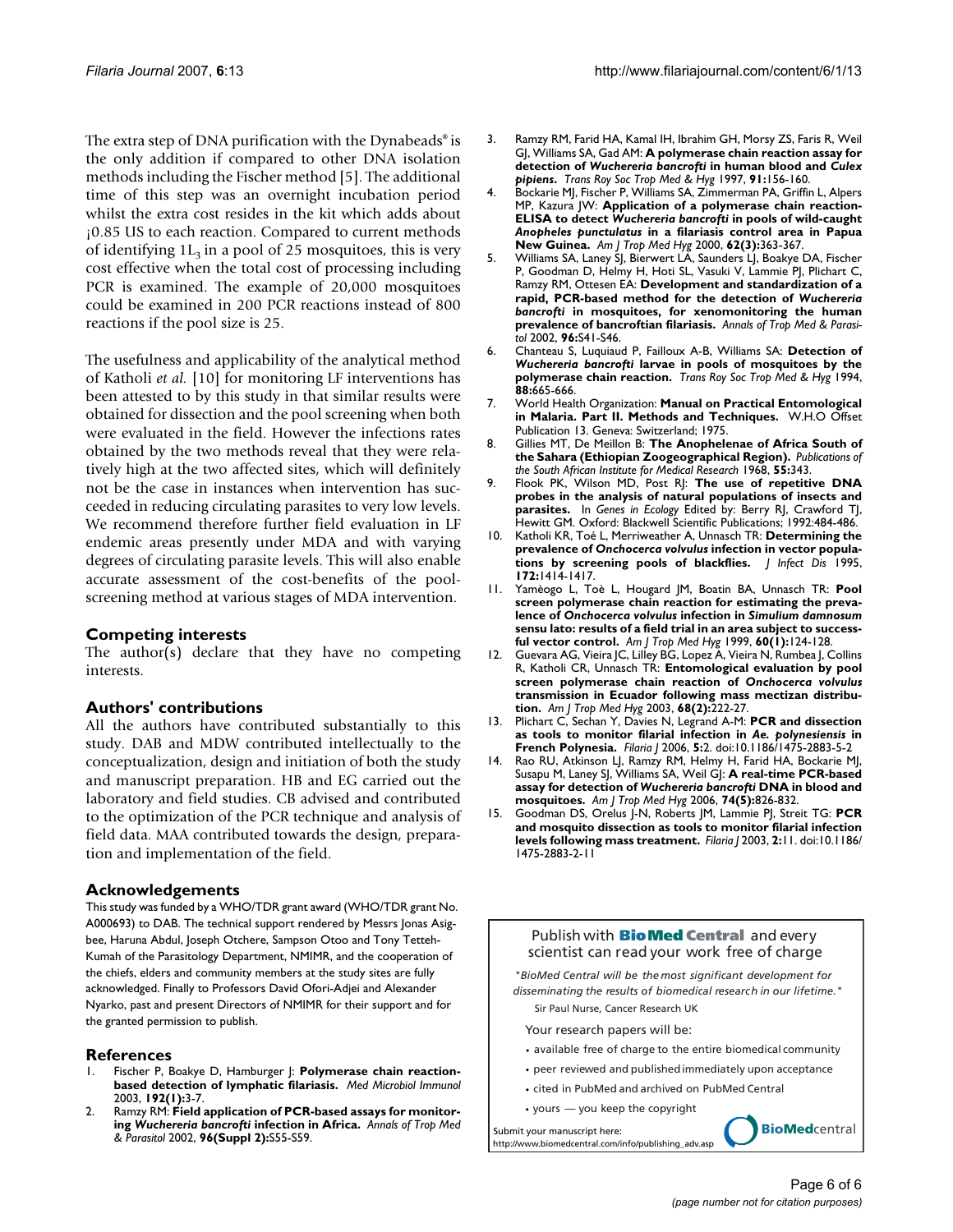The extra step of DNA purification with the Dynabeads® is the only addition if compared to other DNA isolation methods including the Fischer method [5]. The additional time of this step was an overnight incubation period whilst the extra cost resides in the kit which adds about ¡0.85 US to each reaction. Compared to current methods of identifying $1L_3$ in a pool of 25 mosquitoes, this is very cost effective when the total cost of processing including PCR is examined. The example of 20,000 mosquitoes could be examined in 200 PCR reactions instead of 800 reactions if the pool size is 25.

The usefulness and applicability of the analytical method of Katholi *et al.* [10] for monitoring LF interventions has been attested to by this study in that similar results were obtained for dissection and the pool screening when both were evaluated in the field. However the infections rates obtained by the two methods reveal that they were relatively high at the two affected sites, which will definitely not be the case in instances when intervention has succeeded in reducing circulating parasites to very low levels. We recommend therefore further field evaluation in LF endemic areas presently under MDA and with varying degrees of circulating parasite levels. This will also enable accurate assessment of the cost-benefits of the pool-screening method at various stages of MDA intervention.

## Competing interests

The author(s) declare that they have no competing interests.

## Authors' contributions

All the authors have contributed substantially to this study. DAB and MDW contributed intellectually to the conceptualization, design and initiation of both the study and manuscript preparation. HB and EG carried out the laboratory and field studies. CB advised and contributed to the optimization of the PCR technique and analysis of field data. MAA contributed towards the design, preparation and implementation of the field.

## Acknowledgements

This study was funded by a WHO/TDR grant award (WHO/TDR grant No. A000693) to DAB. The technical support rendered by Messrs Jonas Asigbee, Haruna Abdul, Joseph Otchere, Sampson Otoo and Tony Tetteh-Kumah of the Parasitology Department, NMIMR, and the cooperation of the chiefs, elders and community members at the study sites are fully acknowledged. Finally to Professors David Ofori-Adjei and Alexander Nyarko, past and present Directors of NMIMR for their support and for the granted permission to publish.

## References

1. Fischer P, Boakye D, Hamburger J: **Polymerase chain reaction-based detection of lymphatic filariasis.** *Med Microbiol Immunol* 2003, **192(1):**3-7.
2. Ramzy RM: **Field application of PCR-based assays for monitoring *Wuchereria bancrofti* infection in Africa.** *Annals of Trop Med & Parasitol* 2002, **96(Suppl 2):**S55-S59.
3. Ramzy RM, Farid HA, Kamal IH, Ibrahim GH, Morsy ZS, Faris R, Weil GJ, Williams SA, Gad AM: **A polymerase chain reaction assay for detection of *Wuchereria bancrofti* in human blood and *Culex pipiens*.** *Trans Roy Soc Trop Med & Hyg* 1997, **91:**156-160.
4. Bockarie MJ, Fischer P, Williams SA, Zimmerman PA, Griffin L, Alpers MP, Kazura JW: **Application of a polymerase chain reaction-ELISA to detect *Wuchereria bancrofti* in pools of wild-caught *Anopheles punctulatus* in a filariasis control area in Papua New Guinea.** *Am J Trop Med Hyg* 2000, **62(3):**363-367.
5. Williams SA, Laney SJ, Bierwert LA, Saunders LJ, Boakye DA, Fischer P, Goodman D, Helmy H, Hoti SL, Vasuki V, Lammie PJ, Plichart C, Ramzy RM, Ottesen EA: **Development and standardization of a rapid, PCR-based method for the detection of *Wuchereria bancrofti* in mosquitoes, for xenomonitoring the human prevalence of bancroftian filariasis.** *Annals of Trop Med & Parasitol* 2002, **96:**S41-S46.
6. Chanteau S, Luquiaud P, Failloux A-B, Williams SA: **Detection of *Wuchereria bancrofti* larvae in pools of mosquitoes by the polymerase chain reaction.** *Trans Roy Soc Trop Med & Hyg* 1994, **88:**665-666.
7. World Health Organization: **Manual on Practical Entomological in Malaria. Part II. Methods and Techniques.** W.H.O Offset Publication 13. Geneva: Switzerland; 1975.
8. Gillies MT, De Meillon B: **The Anophelenae of Africa South of the Sahara (Ethiopian Zoogeographical Region).** *Publications of the South African Institute for Medical Research* 1968, **55:**343.
9. Flook PK, Wilson MD, Post RJ: **The use of repetitive DNA probes in the analysis of natural populations of insects and parasites.** In *Genes in Ecology* Edited by: Berry RJ, Crawford TJ, Hewitt GM. Oxford: Blackwell Scientific Publications; 1992:484-486.
10. Katholi KR, Toé L, Merriweather A, Unnasch TR: **Determining the prevalence of *Onchocerca volvulus* infection in vector populations by screening pools of blackflies.** *J Infect Dis* 1995, **172:**1414-1417.
11. Yamèogo L, Toè L, Hougard JM, Boatin BA, Unnasch TR: **Pool screen polymerase chain reaction for estimating the prevalence of *Onchocerca volvulus* infection in *Simulium damnosum* sensu lato: results of a field trial in an area subject to successful vector control.** *Am J Trop Med Hyg* 1999, **60(1):**124-128.
12. Guevara AG, Vieira JC, Lilley BG, Lopez A, Vieira N, Rumbea J, Collins R, Katholi CR, Unnasch TR: **Entomological evaluation by pool screen polymerase chain reaction of *Onchocerca volvulus* transmission in Ecuador following mass mectizan distribution.** *Am J Trop Med Hyg* 2003, **68(2):**222-27.
13. Plichart C, Sechan Y, Davies N, Legrand A-M: **PCR and dissection as tools to monitor filarial infection in *Ae. polynesiensis* in French Polynesia.** *Filaria J* 2006, **5:**2. doi:10.1186/1475-2883-5-2
14. Rao RU, Atkinson LJ, Ramzy RM, Helmy H, Farid HA, Bockarie MJ, Susapu M, Laney SJ, Williams SA, Weil GJ: **A real-time PCR-based assay for detection of *Wuchereria bancrofti* DNA in blood and mosquitoes.** *Am J Trop Med Hyg* 2006, **74(5):**826-832.
15. Goodman DS, Orelus J-N, Roberts JM, Lammie PJ, Streit TG: **PCR and mosquito dissection as tools to monitor filarial infection levels following mass treatment.** *Filaria J* 2003, **2:**11. doi:10.1186/1475-2883-2-11

Publish with **BioMed Central** and every scientist can read your work free of charge

*"BioMed Central will be the most significant development for disseminating the results of biomedical research in our lifetime."*

Sir Paul Nurse, Cancer Research UK

Your research papers will be:

- available free of charge to the entire biomedical community
- peer reviewed and published immediately upon acceptance
- cited in PubMed and archived on PubMed Central
- yours — you keep the copyright

Submit your manuscript here:
http://www.biomedcentral.com/info/publishing_adv.asp

BioMedcentral